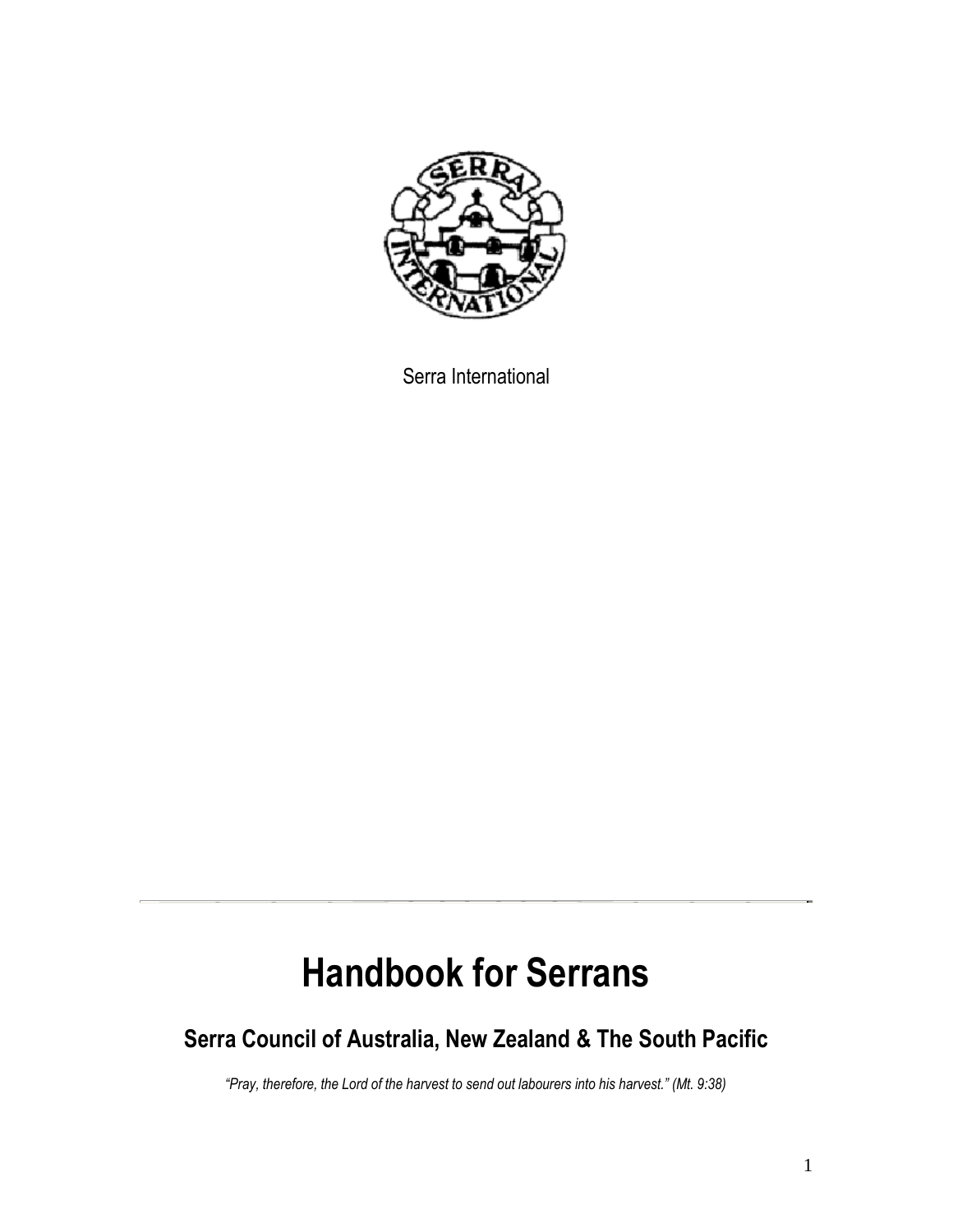Serra International

# Handbook for Serrans

## Serra Council of Australia, New Zealand & The South Pacific

*"Pray, therefore, the Lord of the harvest to send out labourers into his harvest." (Mt. 9:38)*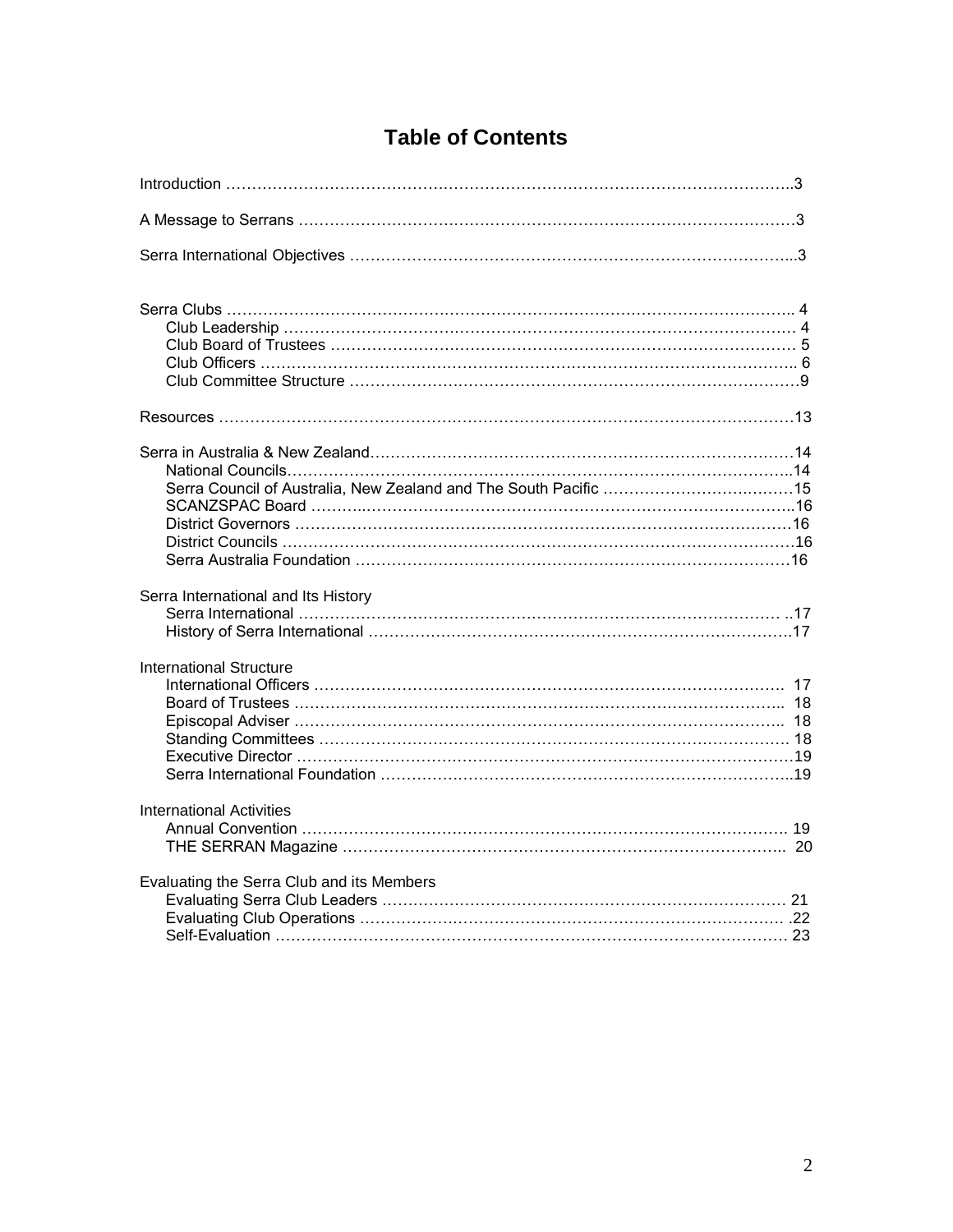# Table of Contents

Introduction ……………………………………………………………………………………………..3

A Message to Serrans ……………………………………………………………………………………3

Serra International Objectives ………………………………………………………………………...3

Serra Clubs ……………………………………………………………………………………………….. 4
- Club Leadership ………………………………………………………………………………………… 4
- Club Board of Trustees ………………………………………………………………………………… 5
- Club Officers …………………………………………………………………………………………….. 6
- Club Committee Structure ……………………………………………………………………………9

Resources ………………………………………………………………………………………………13

Serra in Australia & New Zealand………………………………………………………………………14
- National Councils……………………………………………………………………………………..14
- Serra Council of Australia, New Zealand and The South Pacific ………………………………15
- SCANZSPAC Board ……………………………………………………………………………………..16
- District Governors ………………………………………………………………………………………16
- District Councils …………………………………………………………………………………………16
- Serra Australia Foundation ……………………………………………………………………………16

Serra International and Its History
- Serra International ……………………………………………………………………………… ..17
- History of Serra International ………………………………………………………………………..17

International Structure
- International Officers ………………………………………………………………………………… 17
- Board of Trustees …………………………………………………………………………………….. 18
- Episcopal Adviser ……………………………………………………………………………………. 18
- Standing Committees ………………………………………………………………………………… 18
- Executive Director ………………………………………………………………………………………19
- Serra International Foundation ……………………………………………………………………...19

International Activities
- Annual Convention ………………………………………………………………………………….. 19
- THE SERRAN Magazine …………………………………………………………………………….. 20

Evaluating the Serra Club and its Members
- Evaluating Serra Club Leaders ……………………………………………………………………… 21
- Evaluating Club Operations ………………………………………………………………………… .22
- Self-Evaluation ………………………………………………………………………………………… 23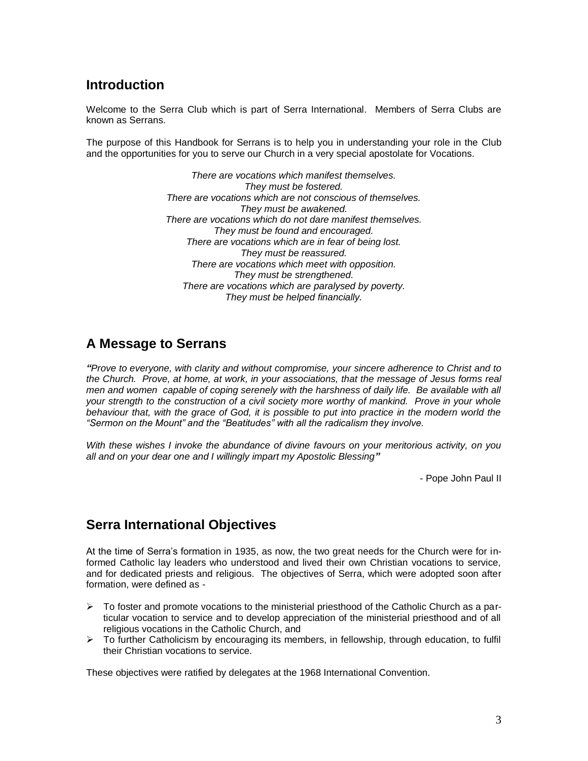## Introduction

Welcome to the Serra Club which is part of Serra International. Members of Serra Clubs are known as Serrans.

The purpose of this Handbook for Serrans is to help you in understanding your role in the Club and the opportunities for you to serve our Church in a very special apostolate for Vocations.

*There are vocations which manifest themselves.*
*They must be fostered.*
*There are vocations which are not conscious of themselves.*
*They must be awakened.*
*There are vocations which do not dare manifest themselves.*
*They must be found and encouraged.*
*There are vocations which are in fear of being lost.*
*They must be reassured.*
*There are vocations which meet with opposition.*
*They must be strengthened.*
*There are vocations which are paralysed by poverty.*
*They must be helped financially.*

## A Message to Serrans

***"****Prove to everyone, with clarity and without compromise, your sincere adherence to Christ and to the Church. Prove, at home, at work, in your associations, that the message of Jesus forms real men and women capable of coping serenely with the harshness of daily life. Be available with all your strength to the construction of a civil society more worthy of mankind. Prove in your whole behaviour that, with the grace of God, it is possible to put into practice in the modern world the "Sermon on the Mount" and the "Beatitudes" with all the radicalism they involve.*

*With these wishes I invoke the abundance of divine favours on your meritorious activity, on you all and on your dear one and I willingly impart my Apostolic Blessing****"***

- Pope John Paul II

## Serra International Objectives

At the time of Serra's formation in 1935, as now, the two great needs for the Church were for informed Catholic lay leaders who understood and lived their own Christian vocations to service, and for dedicated priests and religious. The objectives of Serra, which were adopted soon after formation, were defined as -

- To foster and promote vocations to the ministerial priesthood of the Catholic Church as a particular vocation to service and to develop appreciation of the ministerial priesthood and of all religious vocations in the Catholic Church, and
- To further Catholicism by encouraging its members, in fellowship, through education, to fulfil their Christian vocations to service.

These objectives were ratified by delegates at the 1968 International Convention.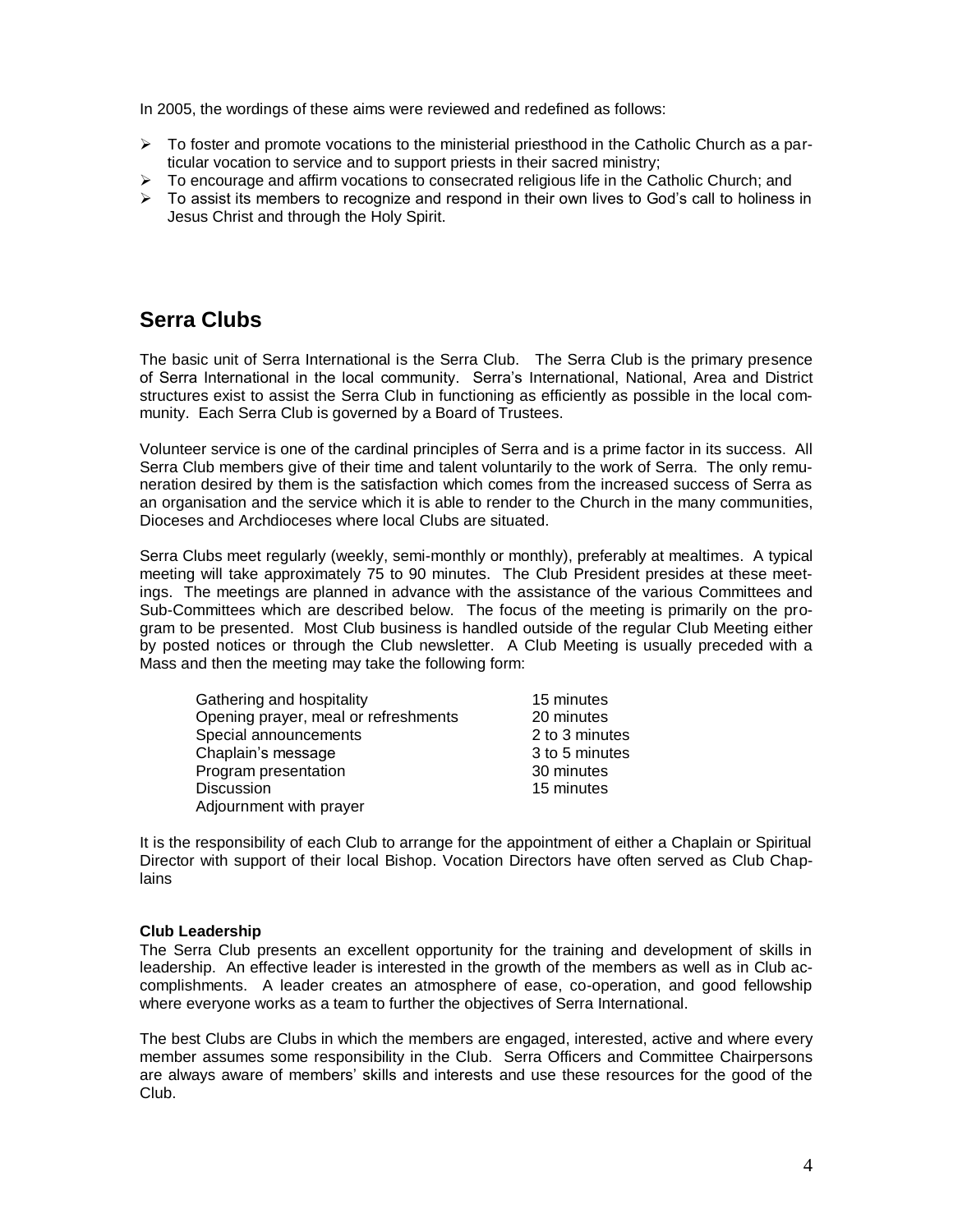In 2005, the wordings of these aims were reviewed and redefined as follows:

- To foster and promote vocations to the ministerial priesthood in the Catholic Church as a particular vocation to service and to support priests in their sacred ministry;
- To encourage and affirm vocations to consecrated religious life in the Catholic Church; and
- To assist its members to recognize and respond in their own lives to God's call to holiness in Jesus Christ and through the Holy Spirit.

## Serra Clubs

The basic unit of Serra International is the Serra Club. The Serra Club is the primary presence of Serra International in the local community. Serra's International, National, Area and District structures exist to assist the Serra Club in functioning as efficiently as possible in the local community. Each Serra Club is governed by a Board of Trustees.

Volunteer service is one of the cardinal principles of Serra and is a prime factor in its success. All Serra Club members give of their time and talent voluntarily to the work of Serra. The only remuneration desired by them is the satisfaction which comes from the increased success of Serra as an organisation and the service which it is able to render to the Church in the many communities, Dioceses and Archdioceses where local Clubs are situated.

Serra Clubs meet regularly (weekly, semi-monthly or monthly), preferably at mealtimes. A typical meeting will take approximately 75 to 90 minutes. The Club President presides at these meetings. The meetings are planned in advance with the assistance of the various Committees and Sub-Committees which are described below. The focus of the meeting is primarily on the program to be presented. Most Club business is handled outside of the regular Club Meeting either by posted notices or through the Club newsletter. A Club Meeting is usually preceded with a Mass and then the meeting may take the following form:

| | |
|---|---|
| Gathering and hospitality | 15 minutes |
| Opening prayer, meal or refreshments | 20 minutes |
| Special announcements | 2 to 3 minutes |
| Chaplain's message | 3 to 5 minutes |
| Program presentation | 30 minutes |
| Discussion | 15 minutes |
| Adjournment with prayer | |

It is the responsibility of each Club to arrange for the appointment of either a Chaplain or Spiritual Director with support of their local Bishop. Vocation Directors have often served as Club Chaplains

**Club Leadership**

The Serra Club presents an excellent opportunity for the training and development of skills in leadership. An effective leader is interested in the growth of the members as well as in Club accomplishments. A leader creates an atmosphere of ease, co-operation, and good fellowship where everyone works as a team to further the objectives of Serra International.

The best Clubs are Clubs in which the members are engaged, interested, active and where every member assumes some responsibility in the Club. Serra Officers and Committee Chairpersons are always aware of members' skills and interests and use these resources for the good of the Club.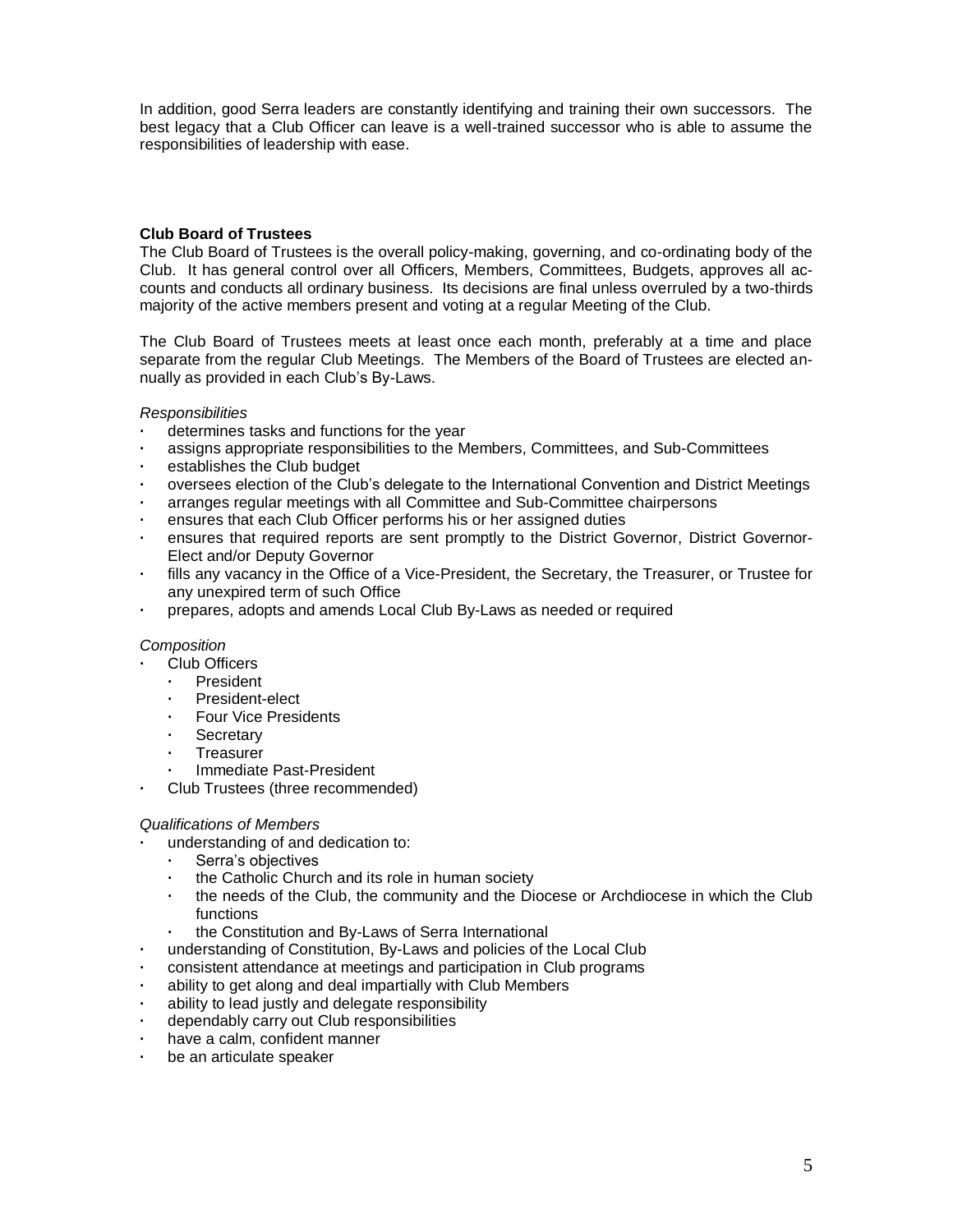In addition, good Serra leaders are constantly identifying and training their own successors. The best legacy that a Club Officer can leave is a well-trained successor who is able to assume the responsibilities of leadership with ease.

**Club Board of Trustees**

The Club Board of Trustees is the overall policy-making, governing, and co-ordinating body of the Club. It has general control over all Officers, Members, Committees, Budgets, approves all accounts and conducts all ordinary business. Its decisions are final unless overruled by a two-thirds majority of the active members present and voting at a regular Meeting of the Club.

The Club Board of Trustees meets at least once each month, preferably at a time and place separate from the regular Club Meetings. The Members of the Board of Trustees are elected annually as provided in each Club's By-Laws.

*Responsibilities*

- determines tasks and functions for the year
- assigns appropriate responsibilities to the Members, Committees, and Sub-Committees
- establishes the Club budget
- oversees election of the Club's delegate to the International Convention and District Meetings
- arranges regular meetings with all Committee and Sub-Committee chairpersons
- ensures that each Club Officer performs his or her assigned duties
- ensures that required reports are sent promptly to the District Governor, District Governor-Elect and/or Deputy Governor
- fills any vacancy in the Office of a Vice-President, the Secretary, the Treasurer, or Trustee for any unexpired term of such Office
- prepares, adopts and amends Local Club By-Laws as needed or required

*Composition*

- Club Officers
  - President
  - President-elect
  - Four Vice Presidents
  - Secretary
  - Treasurer
  - Immediate Past-President
- Club Trustees (three recommended)

*Qualifications of Members*

- understanding of and dedication to:
  - Serra's objectives
  - the Catholic Church and its role in human society
  - the needs of the Club, the community and the Diocese or Archdiocese in which the Club functions
  - the Constitution and By-Laws of Serra International
- understanding of Constitution, By-Laws and policies of the Local Club
- consistent attendance at meetings and participation in Club programs
- ability to get along and deal impartially with Club Members
- ability to lead justly and delegate responsibility
- dependably carry out Club responsibilities
- have a calm, confident manner
- be an articulate speaker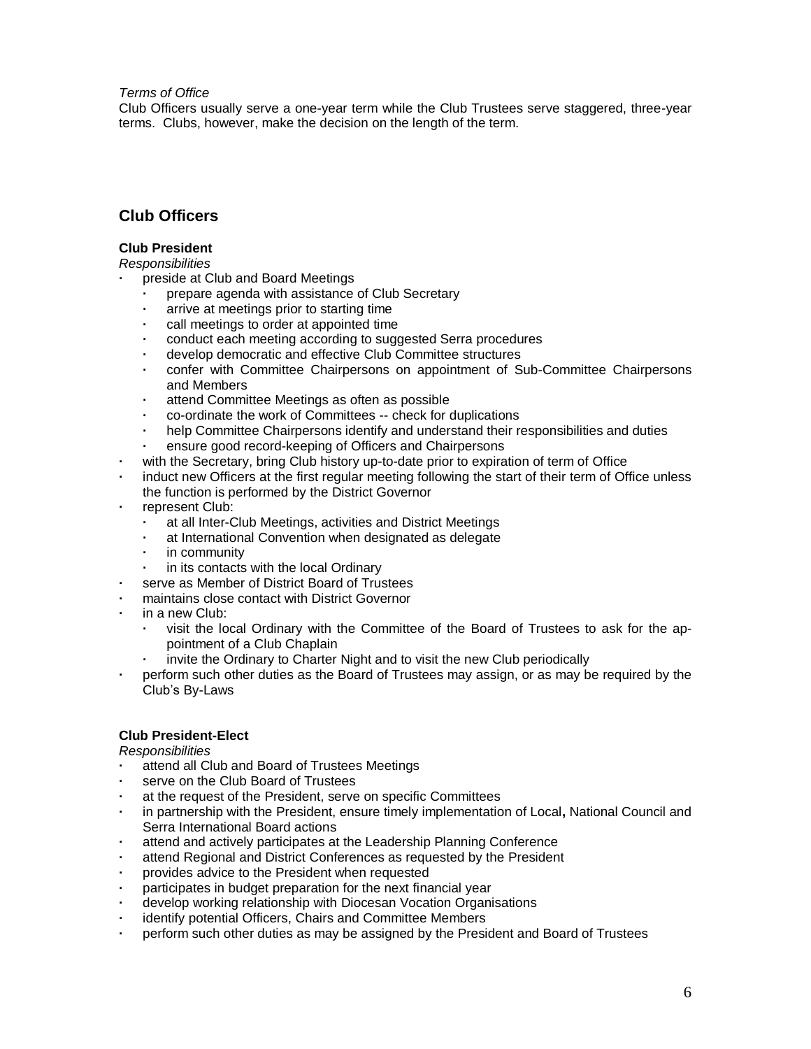*Terms of Office*

Club Officers usually serve a one-year term while the Club Trustees serve staggered, three-year terms. Clubs, however, make the decision on the length of the term.

## Club Officers

**Club President**

*Responsibilities*

- preside at Club and Board Meetings
  - prepare agenda with assistance of Club Secretary
  - arrive at meetings prior to starting time
  - call meetings to order at appointed time
  - conduct each meeting according to suggested Serra procedures
  - develop democratic and effective Club Committee structures
  - confer with Committee Chairpersons on appointment of Sub-Committee Chairpersons and Members
  - attend Committee Meetings as often as possible
  - co-ordinate the work of Committees -- check for duplications
  - help Committee Chairpersons identify and understand their responsibilities and duties
  - ensure good record-keeping of Officers and Chairpersons
- with the Secretary, bring Club history up-to-date prior to expiration of term of Office
- induct new Officers at the first regular meeting following the start of their term of Office unless the function is performed by the District Governor
- represent Club:
  - at all Inter-Club Meetings, activities and District Meetings
  - at International Convention when designated as delegate
  - in community
  - in its contacts with the local Ordinary
- serve as Member of District Board of Trustees
- maintains close contact with District Governor
- in a new Club:
  - visit the local Ordinary with the Committee of the Board of Trustees to ask for the appointment of a Club Chaplain
  - invite the Ordinary to Charter Night and to visit the new Club periodically
- perform such other duties as the Board of Trustees may assign, or as may be required by the Club's By-Laws

**Club President-Elect**

*Responsibilities*

- attend all Club and Board of Trustees Meetings
- serve on the Club Board of Trustees
- at the request of the President, serve on specific Committees
- in partnership with the President, ensure timely implementation of Local**,** National Council and Serra International Board actions
- attend and actively participates at the Leadership Planning Conference
- attend Regional and District Conferences as requested by the President
- provides advice to the President when requested
- participates in budget preparation for the next financial year
- develop working relationship with Diocesan Vocation Organisations
- identify potential Officers, Chairs and Committee Members
- perform such other duties as may be assigned by the President and Board of Trustees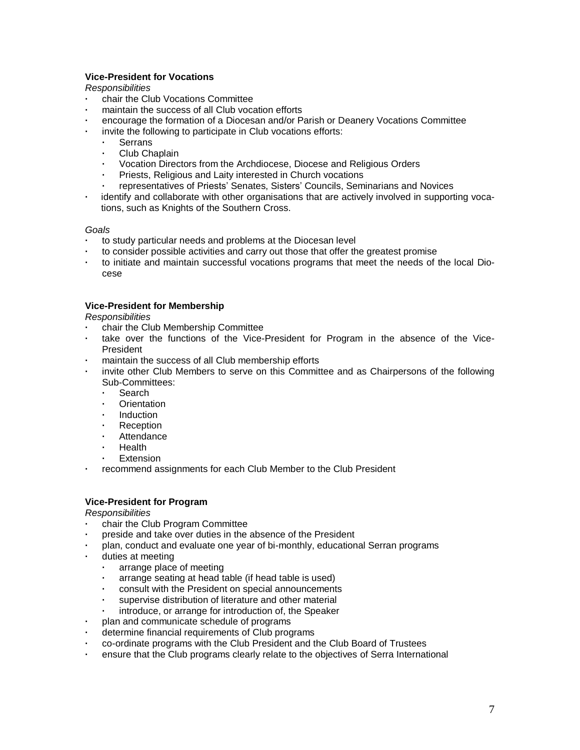**Vice-President for Vocations**

*Responsibilities*

- chair the Club Vocations Committee
- maintain the success of all Club vocation efforts
- encourage the formation of a Diocesan and/or Parish or Deanery Vocations Committee
- invite the following to participate in Club vocations efforts:
    - Serrans
    - Club Chaplain
    - Vocation Directors from the Archdiocese, Diocese and Religious Orders
    - Priests, Religious and Laity interested in Church vocations
    - representatives of Priests' Senates, Sisters' Councils, Seminarians and Novices
- identify and collaborate with other organisations that are actively involved in supporting vocations, such as Knights of the Southern Cross.

*Goals*

- to study particular needs and problems at the Diocesan level
- to consider possible activities and carry out those that offer the greatest promise
- to initiate and maintain successful vocations programs that meet the needs of the local Diocese

**Vice-President for Membership**

*Responsibilities*

- chair the Club Membership Committee
- take over the functions of the Vice-President for Program in the absence of the Vice-President
- maintain the success of all Club membership efforts
- invite other Club Members to serve on this Committee and as Chairpersons of the following Sub-Committees:
    - Search
    - Orientation
    - Induction
    - Reception
    - Attendance
    - Health
    - Extension
- recommend assignments for each Club Member to the Club President

**Vice-President for Program**

*Responsibilities*

- chair the Club Program Committee
- preside and take over duties in the absence of the President
- plan, conduct and evaluate one year of bi-monthly, educational Serran programs
- duties at meeting
    - arrange place of meeting
    - arrange seating at head table (if head table is used)
    - consult with the President on special announcements
    - supervise distribution of literature and other material
    - introduce, or arrange for introduction of, the Speaker
- plan and communicate schedule of programs
- determine financial requirements of Club programs
- co-ordinate programs with the Club President and the Club Board of Trustees
- ensure that the Club programs clearly relate to the objectives of Serra International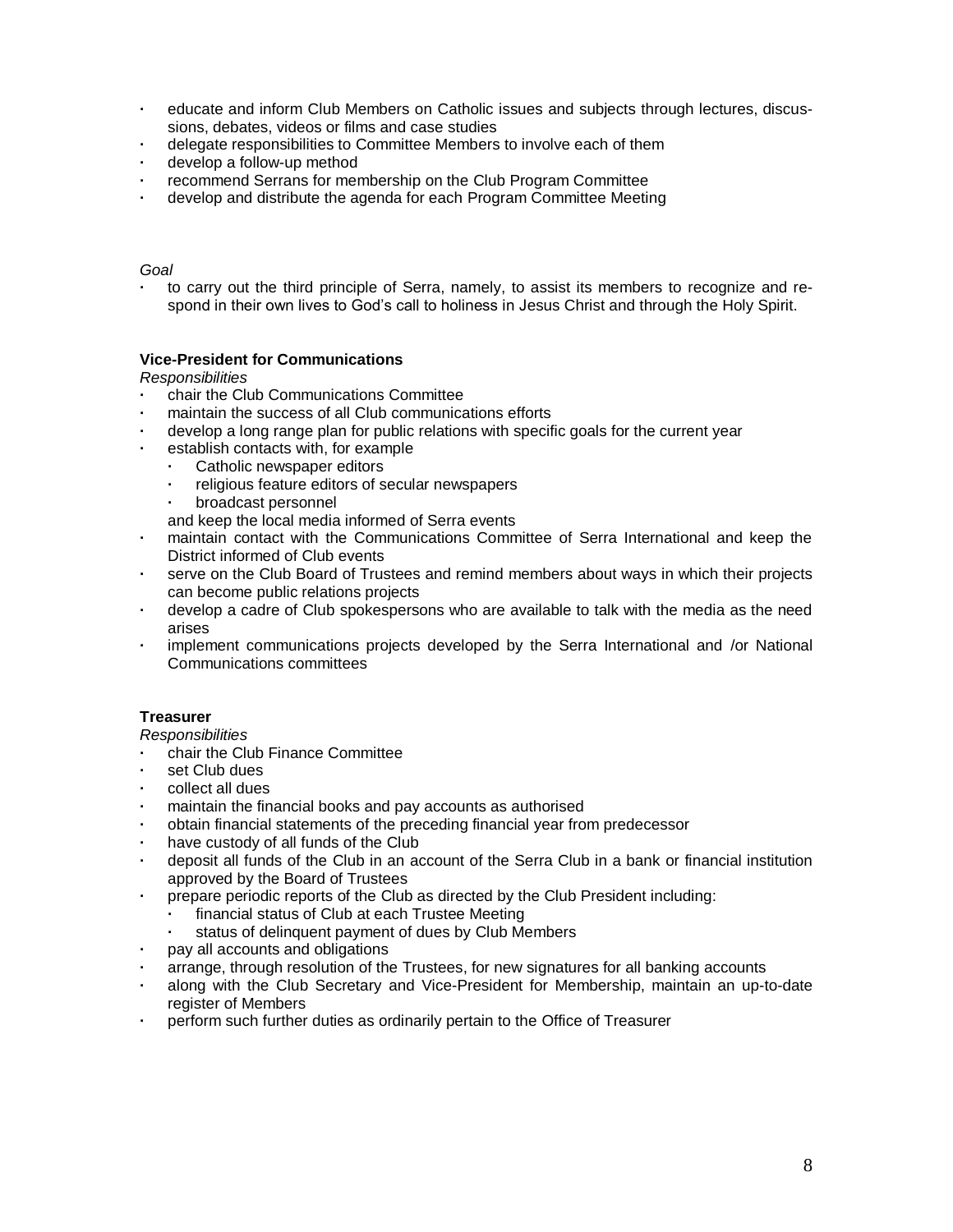- educate and inform Club Members on Catholic issues and subjects through lectures, discussions, debates, videos or films and case studies
- delegate responsibilities to Committee Members to involve each of them
- develop a follow-up method
- recommend Serrans for membership on the Club Program Committee
- develop and distribute the agenda for each Program Committee Meeting

*Goal*

- to carry out the third principle of Serra, namely, to assist its members to recognize and respond in their own lives to God's call to holiness in Jesus Christ and through the Holy Spirit.

**Vice-President for Communications**

*Responsibilities*

- chair the Club Communications Committee
- maintain the success of all Club communications efforts
- develop a long range plan for public relations with specific goals for the current year
- establish contacts with, for example
  - Catholic newspaper editors
  - religious feature editors of secular newspapers
  - broadcast personnel

  and keep the local media informed of Serra events
- maintain contact with the Communications Committee of Serra International and keep the District informed of Club events
- serve on the Club Board of Trustees and remind members about ways in which their projects can become public relations projects
- develop a cadre of Club spokespersons who are available to talk with the media as the need arises
- implement communications projects developed by the Serra International and /or National Communications committees

**Treasurer**

*Responsibilities*

- chair the Club Finance Committee
- set Club dues
- collect all dues
- maintain the financial books and pay accounts as authorised
- obtain financial statements of the preceding financial year from predecessor
- have custody of all funds of the Club
- deposit all funds of the Club in an account of the Serra Club in a bank or financial institution approved by the Board of Trustees
- prepare periodic reports of the Club as directed by the Club President including:
  - financial status of Club at each Trustee Meeting
  - status of delinquent payment of dues by Club Members
- pay all accounts and obligations
- arrange, through resolution of the Trustees, for new signatures for all banking accounts
- along with the Club Secretary and Vice-President for Membership, maintain an up-to-date register of Members
- perform such further duties as ordinarily pertain to the Office of Treasurer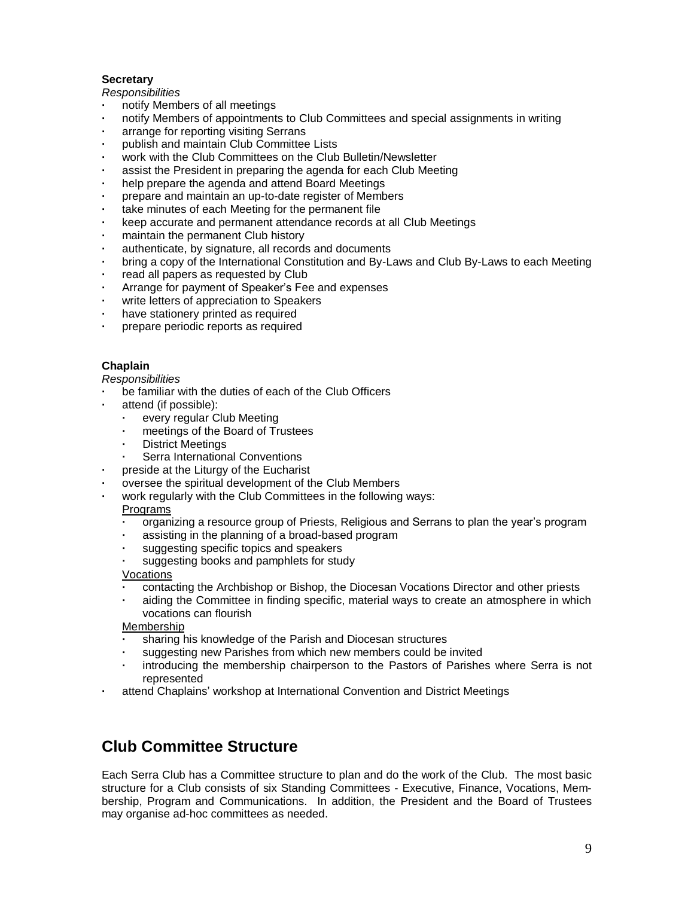**Secretary**

*Responsibilities*

- notify Members of all meetings
- notify Members of appointments to Club Committees and special assignments in writing
- arrange for reporting visiting Serrans
- publish and maintain Club Committee Lists
- work with the Club Committees on the Club Bulletin/Newsletter
- assist the President in preparing the agenda for each Club Meeting
- help prepare the agenda and attend Board Meetings
- prepare and maintain an up-to-date register of Members
- take minutes of each Meeting for the permanent file
- keep accurate and permanent attendance records at all Club Meetings
- maintain the permanent Club history
- authenticate, by signature, all records and documents
- bring a copy of the International Constitution and By-Laws and Club By-Laws to each Meeting
- read all papers as requested by Club
- Arrange for payment of Speaker's Fee and expenses
- write letters of appreciation to Speakers
- have stationery printed as required
- prepare periodic reports as required

**Chaplain**

*Responsibilities*

- be familiar with the duties of each of the Club Officers
- attend (if possible):
  - every regular Club Meeting
  - meetings of the Board of Trustees
  - District Meetings
  - Serra International Conventions
- preside at the Liturgy of the Eucharist
- oversee the spiritual development of the Club Members
- work regularly with the Club Committees in the following ways:

  Programs
  - organizing a resource group of Priests, Religious and Serrans to plan the year's program
  - assisting in the planning of a broad-based program
  - suggesting specific topics and speakers
  - suggesting books and pamphlets for study

  Vocations
  - contacting the Archbishop or Bishop, the Diocesan Vocations Director and other priests
  - aiding the Committee in finding specific, material ways to create an atmosphere in which vocations can flourish

  Membership
  - sharing his knowledge of the Parish and Diocesan structures
  - suggesting new Parishes from which new members could be invited
  - introducing the membership chairperson to the Pastors of Parishes where Serra is not represented
- attend Chaplains' workshop at International Convention and District Meetings

## Club Committee Structure

Each Serra Club has a Committee structure to plan and do the work of the Club. The most basic structure for a Club consists of six Standing Committees - Executive, Finance, Vocations, Membership, Program and Communications. In addition, the President and the Board of Trustees may organise ad-hoc committees as needed.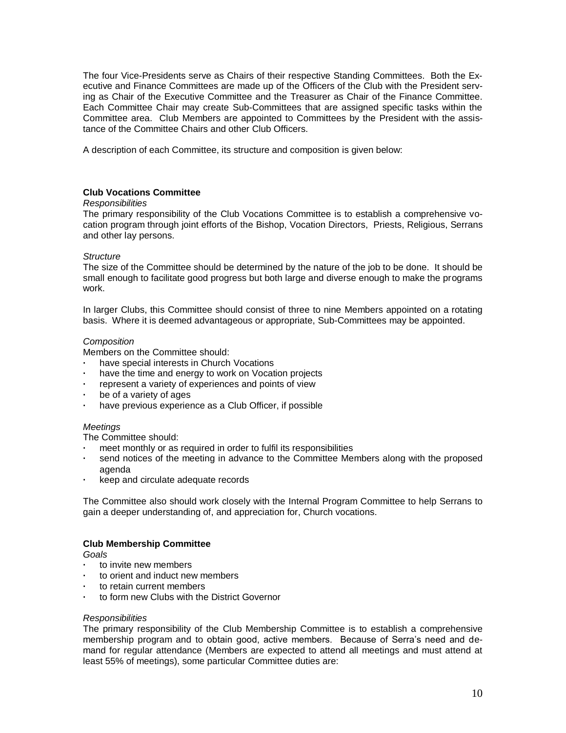The four Vice-Presidents serve as Chairs of their respective Standing Committees. Both the Executive and Finance Committees are made up of the Officers of the Club with the President serving as Chair of the Executive Committee and the Treasurer as Chair of the Finance Committee. Each Committee Chair may create Sub-Committees that are assigned specific tasks within the Committee area. Club Members are appointed to Committees by the President with the assistance of the Committee Chairs and other Club Officers.

A description of each Committee, its structure and composition is given below:

### Club Vocations Committee

*Responsibilities*

The primary responsibility of the Club Vocations Committee is to establish a comprehensive vocation program through joint efforts of the Bishop, Vocation Directors, Priests, Religious, Serrans and other lay persons.

*Structure*

The size of the Committee should be determined by the nature of the job to be done. It should be small enough to facilitate good progress but both large and diverse enough to make the programs work.

In larger Clubs, this Committee should consist of three to nine Members appointed on a rotating basis. Where it is deemed advantageous or appropriate, Sub-Committees may be appointed.

*Composition*

Members on the Committee should:

- have special interests in Church Vocations
- have the time and energy to work on Vocation projects
- represent a variety of experiences and points of view
- be of a variety of ages
- have previous experience as a Club Officer, if possible

*Meetings*

The Committee should:

- meet monthly or as required in order to fulfil its responsibilities
- send notices of the meeting in advance to the Committee Members along with the proposed agenda
- keep and circulate adequate records

The Committee also should work closely with the Internal Program Committee to help Serrans to gain a deeper understanding of, and appreciation for, Church vocations.

### Club Membership Committee

*Goals*

- to invite new members
- to orient and induct new members
- to retain current members
- to form new Clubs with the District Governor

*Responsibilities*

The primary responsibility of the Club Membership Committee is to establish a comprehensive membership program and to obtain good, active members. Because of Serra's need and demand for regular attendance (Members are expected to attend all meetings and must attend at least 55% of meetings), some particular Committee duties are: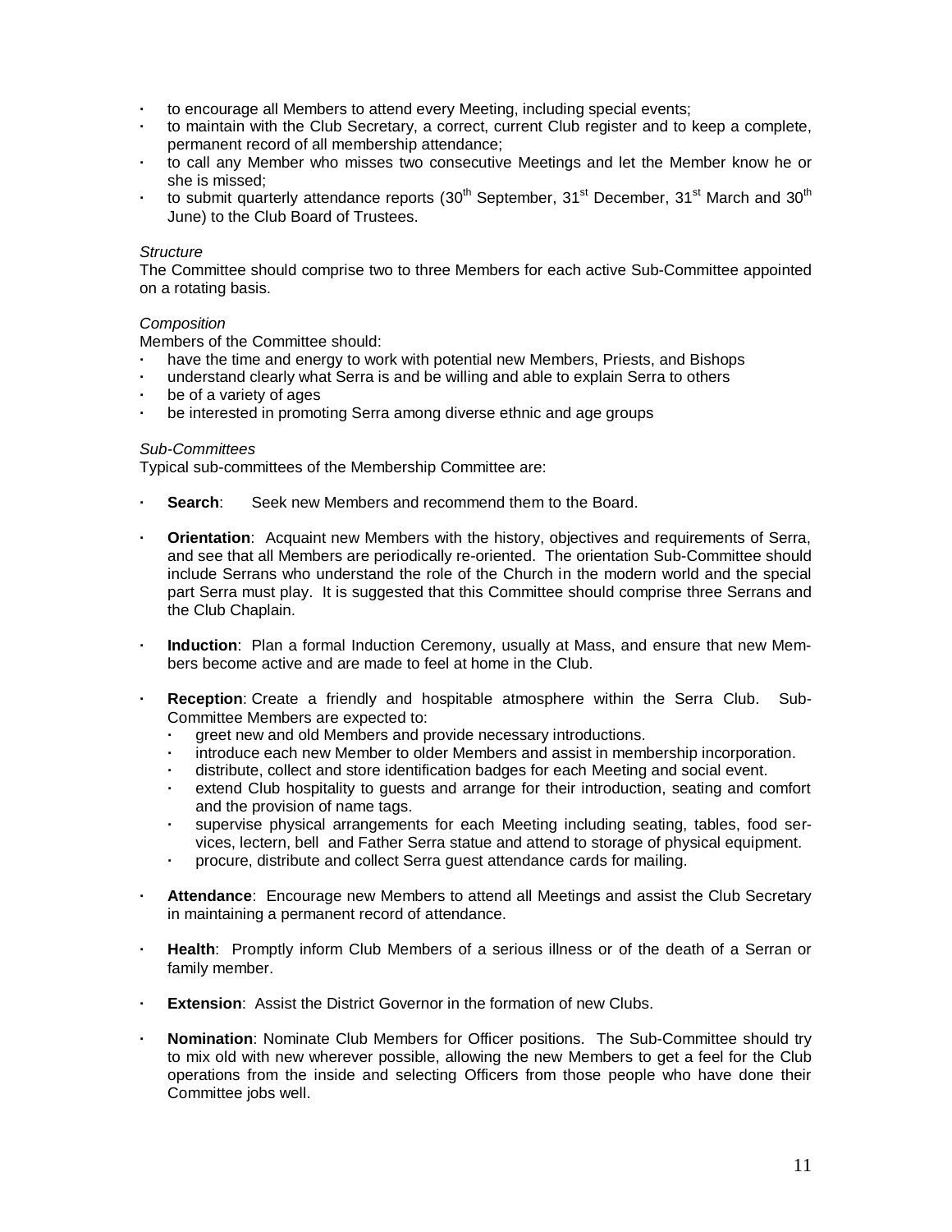- to encourage all Members to attend every Meeting, including special events;
- to maintain with the Club Secretary, a correct, current Club register and to keep a complete, permanent record of all membership attendance;
- to call any Member who misses two consecutive Meetings and let the Member know he or she is missed;
- to submit quarterly attendance reports (30th September, 31st December, 31st March and 30th June) to the Club Board of Trustees.

*Structure*

The Committee should comprise two to three Members for each active Sub-Committee appointed on a rotating basis.

*Composition*

Members of the Committee should:

- have the time and energy to work with potential new Members, Priests, and Bishops
- understand clearly what Serra is and be willing and able to explain Serra to others
- be of a variety of ages
- be interested in promoting Serra among diverse ethnic and age groups

*Sub-Committees*

Typical sub-committees of the Membership Committee are:

- **Search**: Seek new Members and recommend them to the Board.

- **Orientation**: Acquaint new Members with the history, objectives and requirements of Serra, and see that all Members are periodically re-oriented. The orientation Sub-Committee should include Serrans who understand the role of the Church in the modern world and the special part Serra must play. It is suggested that this Committee should comprise three Serrans and the Club Chaplain.

- **Induction**: Plan a formal Induction Ceremony, usually at Mass, and ensure that new Members become active and are made to feel at home in the Club.

- **Reception**: Create a friendly and hospitable atmosphere within the Serra Club. Sub-Committee Members are expected to:
  - greet new and old Members and provide necessary introductions.
  - introduce each new Member to older Members and assist in membership incorporation.
  - distribute, collect and store identification badges for each Meeting and social event.
  - extend Club hospitality to guests and arrange for their introduction, seating and comfort and the provision of name tags.
  - supervise physical arrangements for each Meeting including seating, tables, food services, lectern, bell and Father Serra statue and attend to storage of physical equipment.
  - procure, distribute and collect Serra guest attendance cards for mailing.

- **Attendance**: Encourage new Members to attend all Meetings and assist the Club Secretary in maintaining a permanent record of attendance.

- **Health**: Promptly inform Club Members of a serious illness or of the death of a Serran or family member.

- **Extension**: Assist the District Governor in the formation of new Clubs.

- **Nomination**: Nominate Club Members for Officer positions. The Sub-Committee should try to mix old with new wherever possible, allowing the new Members to get a feel for the Club operations from the inside and selecting Officers from those people who have done their Committee jobs well.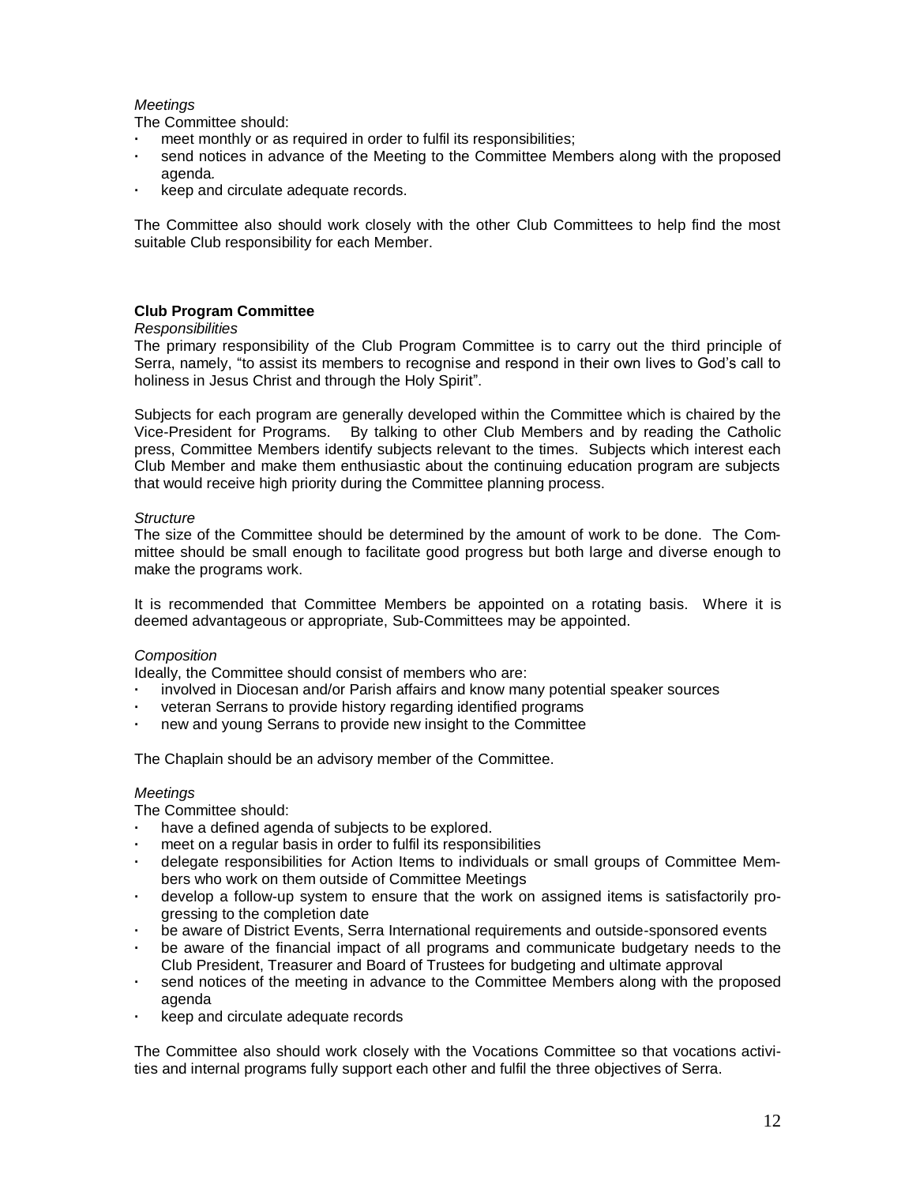*Meetings*

The Committee should:

- meet monthly or as required in order to fulfil its responsibilities;
- send notices in advance of the Meeting to the Committee Members along with the proposed agenda.
- keep and circulate adequate records.

The Committee also should work closely with the other Club Committees to help find the most suitable Club responsibility for each Member.

**Club Program Committee**

*Responsibilities*

The primary responsibility of the Club Program Committee is to carry out the third principle of Serra, namely, "to assist its members to recognise and respond in their own lives to God's call to holiness in Jesus Christ and through the Holy Spirit".

Subjects for each program are generally developed within the Committee which is chaired by the Vice-President for Programs. By talking to other Club Members and by reading the Catholic press, Committee Members identify subjects relevant to the times. Subjects which interest each Club Member and make them enthusiastic about the continuing education program are subjects that would receive high priority during the Committee planning process.

*Structure*

The size of the Committee should be determined by the amount of work to be done. The Committee should be small enough to facilitate good progress but both large and diverse enough to make the programs work.

It is recommended that Committee Members be appointed on a rotating basis. Where it is deemed advantageous or appropriate, Sub-Committees may be appointed.

*Composition*

Ideally, the Committee should consist of members who are:

- involved in Diocesan and/or Parish affairs and know many potential speaker sources
- veteran Serrans to provide history regarding identified programs
- new and young Serrans to provide new insight to the Committee

The Chaplain should be an advisory member of the Committee.

*Meetings*

The Committee should:

- have a defined agenda of subjects to be explored.
- meet on a regular basis in order to fulfil its responsibilities
- delegate responsibilities for Action Items to individuals or small groups of Committee Members who work on them outside of Committee Meetings
- develop a follow-up system to ensure that the work on assigned items is satisfactorily progressing to the completion date
- be aware of District Events, Serra International requirements and outside-sponsored events
- be aware of the financial impact of all programs and communicate budgetary needs to the Club President, Treasurer and Board of Trustees for budgeting and ultimate approval
- send notices of the meeting in advance to the Committee Members along with the proposed agenda
- keep and circulate adequate records

The Committee also should work closely with the Vocations Committee so that vocations activities and internal programs fully support each other and fulfil the three objectives of Serra.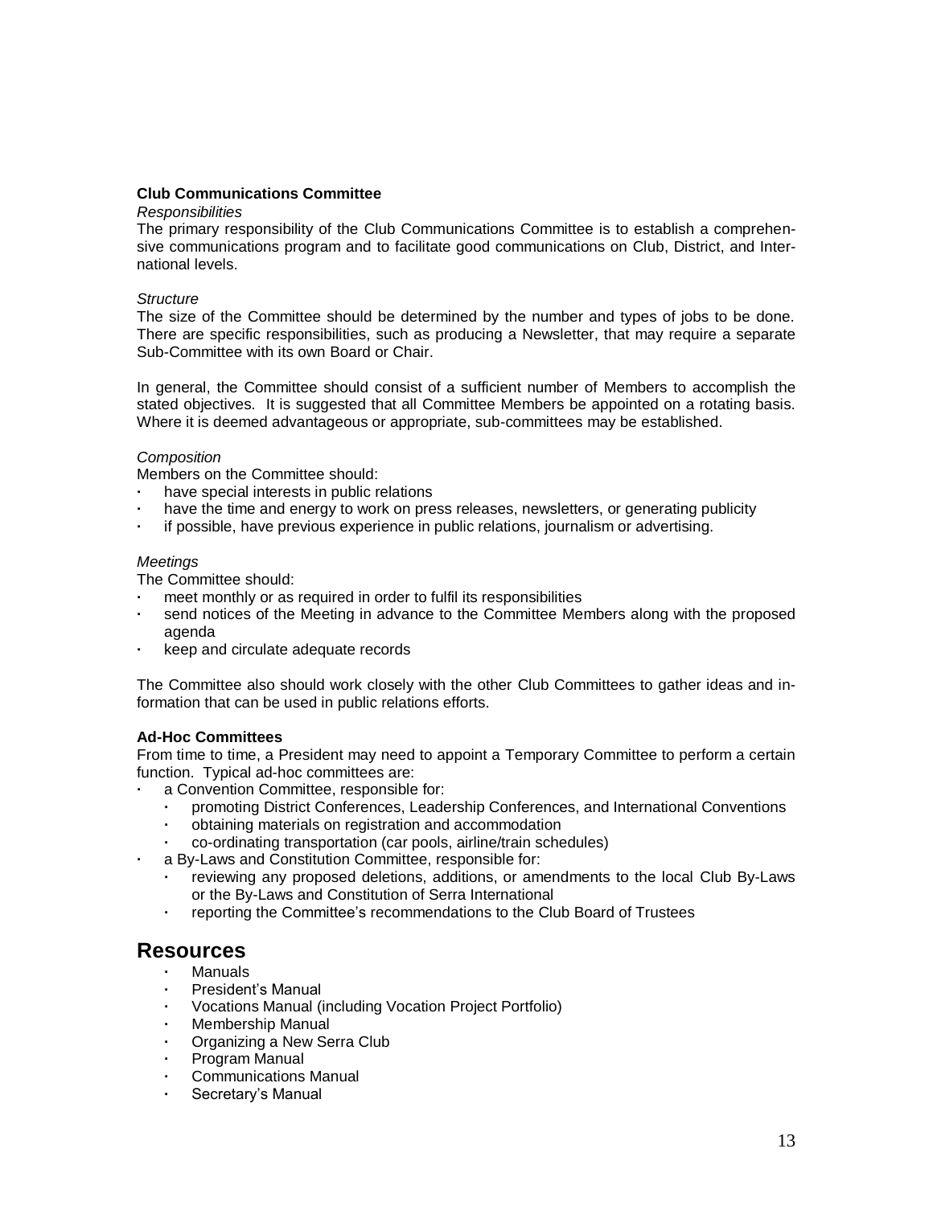**Club Communications Committee**

*Responsibilities*

The primary responsibility of the Club Communications Committee is to establish a comprehensive communications program and to facilitate good communications on Club, District, and International levels.

*Structure*

The size of the Committee should be determined by the number and types of jobs to be done. There are specific responsibilities, such as producing a Newsletter, that may require a separate Sub-Committee with its own Board or Chair.

In general, the Committee should consist of a sufficient number of Members to accomplish the stated objectives. It is suggested that all Committee Members be appointed on a rotating basis. Where it is deemed advantageous or appropriate, sub-committees may be established.

*Composition*

Members on the Committee should:

- have special interests in public relations
- have the time and energy to work on press releases, newsletters, or generating publicity
- if possible, have previous experience in public relations, journalism or advertising.

*Meetings*

The Committee should:

- meet monthly or as required in order to fulfil its responsibilities
- send notices of the Meeting in advance to the Committee Members along with the proposed agenda
- keep and circulate adequate records

The Committee also should work closely with the other Club Committees to gather ideas and information that can be used in public relations efforts.

**Ad-Hoc Committees**

From time to time, a President may need to appoint a Temporary Committee to perform a certain function. Typical ad-hoc committees are:

- a Convention Committee, responsible for:
  - promoting District Conferences, Leadership Conferences, and International Conventions
  - obtaining materials on registration and accommodation
  - co-ordinating transportation (car pools, airline/train schedules)
- a By-Laws and Constitution Committee, responsible for:
  - reviewing any proposed deletions, additions, or amendments to the local Club By-Laws or the By-Laws and Constitution of Serra International
  - reporting the Committee's recommendations to the Club Board of Trustees

# Resources

- Manuals
- President's Manual
- Vocations Manual (including Vocation Project Portfolio)
- Membership Manual
- Organizing a New Serra Club
- Program Manual
- Communications Manual
- Secretary's Manual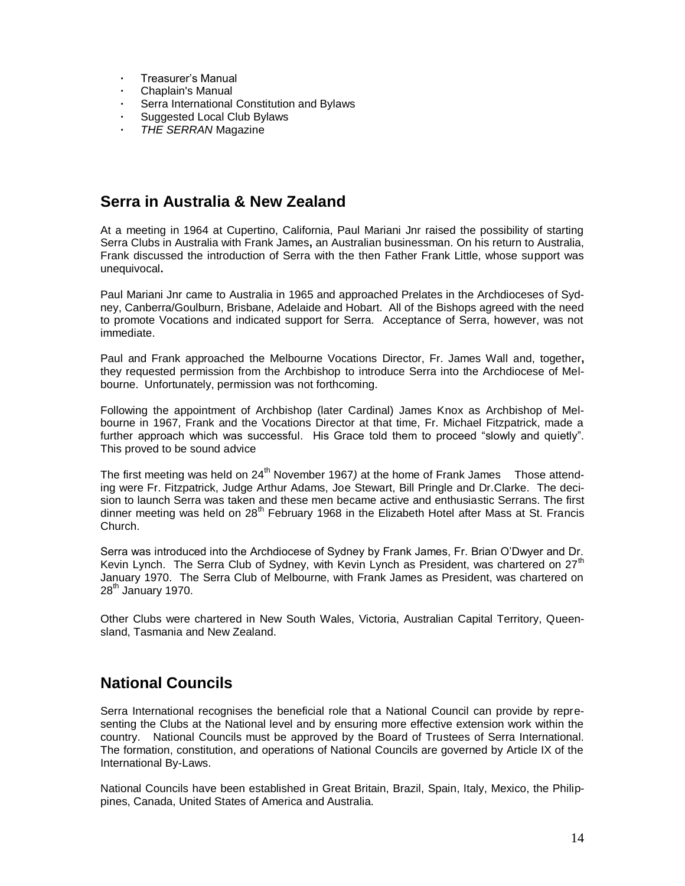- Treasurer's Manual
- Chaplain's Manual
- Serra International Constitution and Bylaws
- Suggested Local Club Bylaws
- *THE SERRAN* Magazine

## Serra in Australia & New Zealand

At a meeting in 1964 at Cupertino, California, Paul Mariani Jnr raised the possibility of starting Serra Clubs in Australia with Frank James**,** an Australian businessman. On his return to Australia, Frank discussed the introduction of Serra with the then Father Frank Little, whose support was unequivocal**.**

Paul Mariani Jnr came to Australia in 1965 and approached Prelates in the Archdioceses of Sydney, Canberra/Goulburn, Brisbane, Adelaide and Hobart. All of the Bishops agreed with the need to promote Vocations and indicated support for Serra. Acceptance of Serra, however, was not immediate.

Paul and Frank approached the Melbourne Vocations Director, Fr. James Wall and, together**,** they requested permission from the Archbishop to introduce Serra into the Archdiocese of Melbourne. Unfortunately, permission was not forthcoming.

Following the appointment of Archbishop (later Cardinal) James Knox as Archbishop of Melbourne in 1967, Frank and the Vocations Director at that time, Fr. Michael Fitzpatrick, made a further approach which was successful. His Grace told them to proceed "slowly and quietly". This proved to be sound advice

The first meeting was held on 24th November 1967*)* at the home of Frank James Those attending were Fr. Fitzpatrick, Judge Arthur Adams, Joe Stewart, Bill Pringle and Dr.Clarke. The decision to launch Serra was taken and these men became active and enthusiastic Serrans. The first dinner meeting was held on 28th February 1968 in the Elizabeth Hotel after Mass at St. Francis Church.

Serra was introduced into the Archdiocese of Sydney by Frank James, Fr. Brian O'Dwyer and Dr. Kevin Lynch. The Serra Club of Sydney, with Kevin Lynch as President, was chartered on 27th January 1970. The Serra Club of Melbourne, with Frank James as President, was chartered on 28th January 1970.

Other Clubs were chartered in New South Wales, Victoria, Australian Capital Territory, Queensland, Tasmania and New Zealand.

## National Councils

Serra International recognises the beneficial role that a National Council can provide by representing the Clubs at the National level and by ensuring more effective extension work within the country. National Councils must be approved by the Board of Trustees of Serra International. The formation, constitution, and operations of National Councils are governed by Article IX of the International By-Laws.

National Councils have been established in Great Britain, Brazil, Spain, Italy, Mexico, the Philippines, Canada, United States of America and Australia.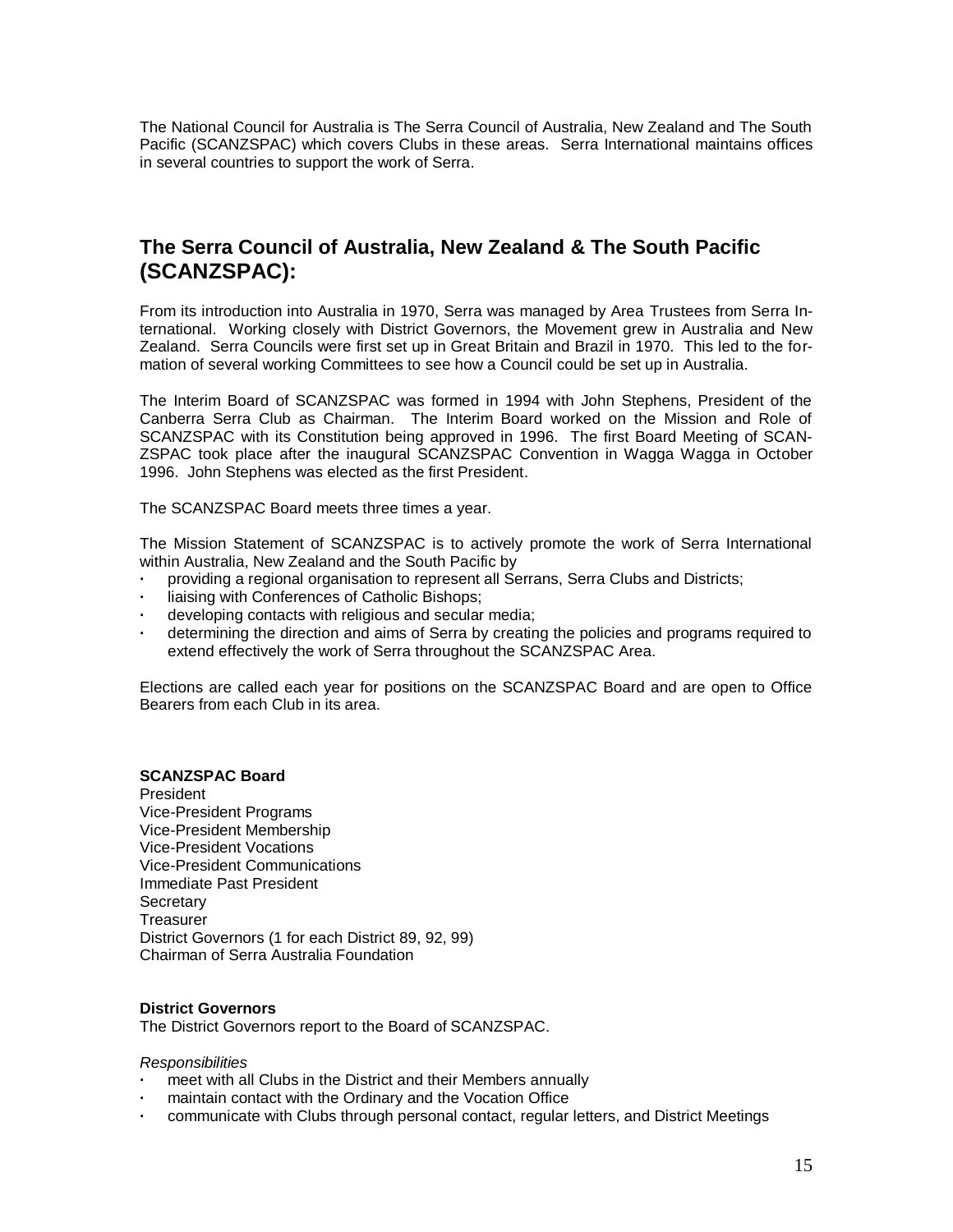The National Council for Australia is The Serra Council of Australia, New Zealand and The South Pacific (SCANZSPAC) which covers Clubs in these areas. Serra International maintains offices in several countries to support the work of Serra.

## The Serra Council of Australia, New Zealand & The South Pacific (SCANZSPAC):

From its introduction into Australia in 1970, Serra was managed by Area Trustees from Serra International. Working closely with District Governors, the Movement grew in Australia and New Zealand. Serra Councils were first set up in Great Britain and Brazil in 1970. This led to the formation of several working Committees to see how a Council could be set up in Australia.

The Interim Board of SCANZSPAC was formed in 1994 with John Stephens, President of the Canberra Serra Club as Chairman. The Interim Board worked on the Mission and Role of SCANZSPAC with its Constitution being approved in 1996. The first Board Meeting of SCANZSPAC took place after the inaugural SCANZSPAC Convention in Wagga Wagga in October 1996. John Stephens was elected as the first President.

The SCANZSPAC Board meets three times a year.

The Mission Statement of SCANZSPAC is to actively promote the work of Serra International within Australia, New Zealand and the South Pacific by

- providing a regional organisation to represent all Serrans, Serra Clubs and Districts;
- liaising with Conferences of Catholic Bishops;
- developing contacts with religious and secular media;
- determining the direction and aims of Serra by creating the policies and programs required to extend effectively the work of Serra throughout the SCANZSPAC Area.

Elections are called each year for positions on the SCANZSPAC Board and are open to Office Bearers from each Club in its area.

**SCANZSPAC Board**

President
Vice-President Programs
Vice-President Membership
Vice-President Vocations
Vice-President Communications
Immediate Past President
Secretary
Treasurer
District Governors (1 for each District 89, 92, 99)
Chairman of Serra Australia Foundation

**District Governors**

The District Governors report to the Board of SCANZSPAC.

*Responsibilities*

- meet with all Clubs in the District and their Members annually
- maintain contact with the Ordinary and the Vocation Office
- communicate with Clubs through personal contact, regular letters, and District Meetings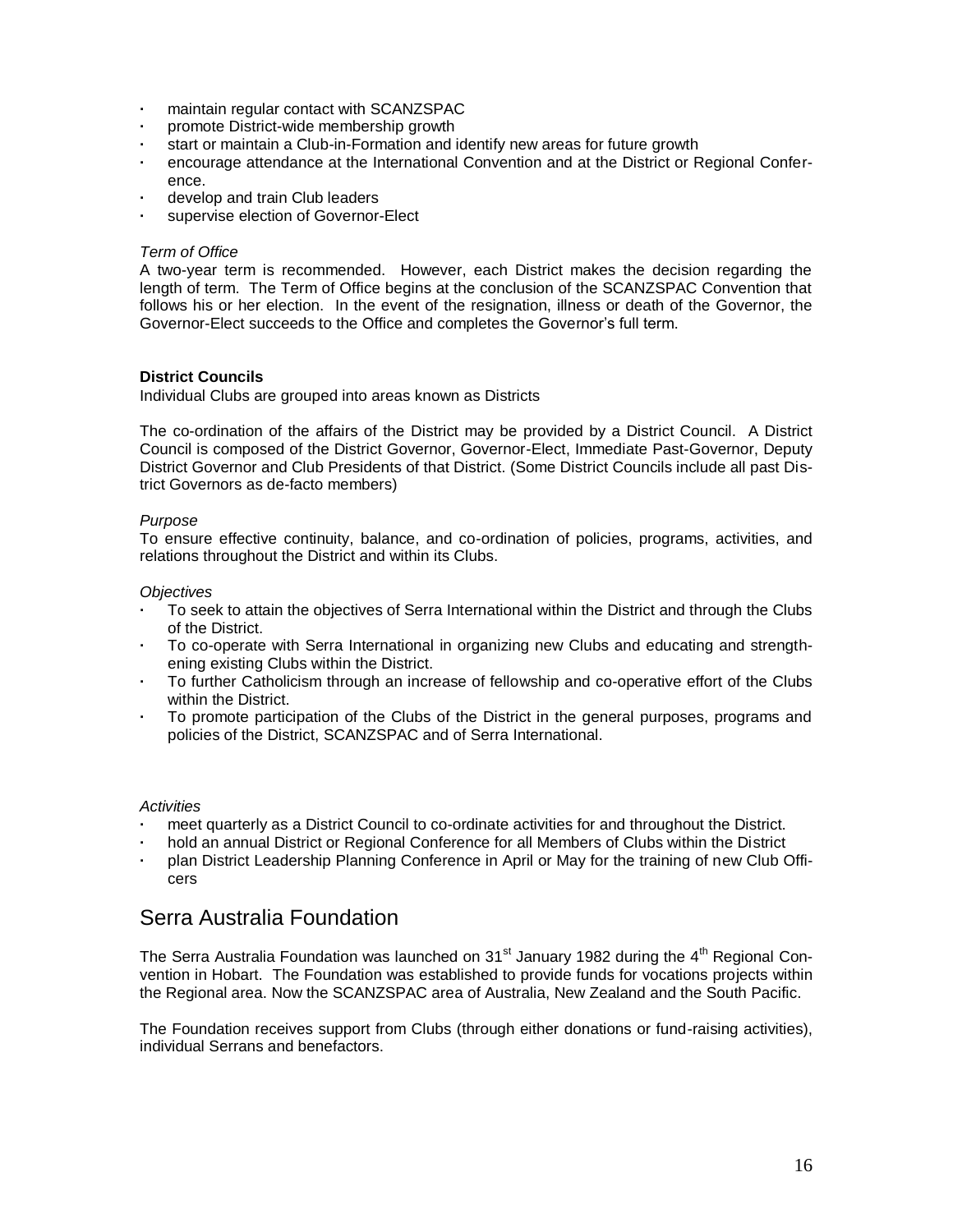- maintain regular contact with SCANZSPAC
- promote District-wide membership growth
- start or maintain a Club-in-Formation and identify new areas for future growth
- encourage attendance at the International Convention and at the District or Regional Conference.
- develop and train Club leaders
- supervise election of Governor-Elect

*Term of Office*

A two-year term is recommended. However, each District makes the decision regarding the length of term. The Term of Office begins at the conclusion of the SCANZSPAC Convention that follows his or her election. In the event of the resignation, illness or death of the Governor, the Governor-Elect succeeds to the Office and completes the Governor's full term.

**District Councils**

Individual Clubs are grouped into areas known as Districts

The co-ordination of the affairs of the District may be provided by a District Council. A District Council is composed of the District Governor, Governor-Elect, Immediate Past-Governor, Deputy District Governor and Club Presidents of that District. (Some District Councils include all past District Governors as de-facto members)

*Purpose*

To ensure effective continuity, balance, and co-ordination of policies, programs, activities, and relations throughout the District and within its Clubs.

*Objectives*

- To seek to attain the objectives of Serra International within the District and through the Clubs of the District.
- To co-operate with Serra International in organizing new Clubs and educating and strengthening existing Clubs within the District.
- To further Catholicism through an increase of fellowship and co-operative effort of the Clubs within the District.
- To promote participation of the Clubs of the District in the general purposes, programs and policies of the District, SCANZSPAC and of Serra International.

*Activities*

- meet quarterly as a District Council to co-ordinate activities for and throughout the District.
- hold an annual District or Regional Conference for all Members of Clubs within the District
- plan District Leadership Planning Conference in April or May for the training of new Club Officers

## Serra Australia Foundation

The Serra Australia Foundation was launched on 31st January 1982 during the 4th Regional Convention in Hobart. The Foundation was established to provide funds for vocations projects within the Regional area. Now the SCANZSPAC area of Australia, New Zealand and the South Pacific.

The Foundation receives support from Clubs (through either donations or fund-raising activities), individual Serrans and benefactors.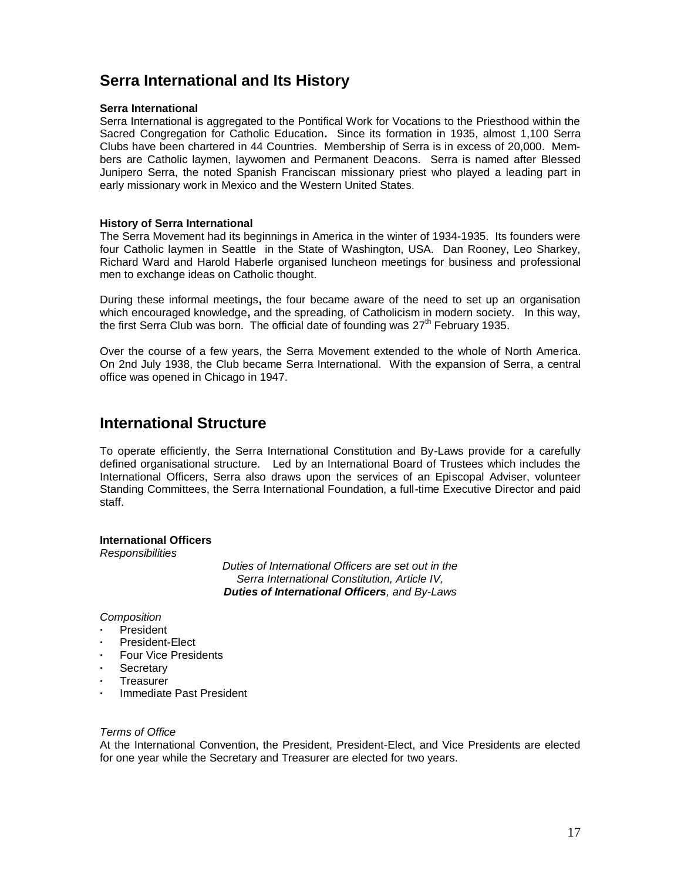## Serra International and Its History

**Serra International**

Serra International is aggregated to the Pontifical Work for Vocations to the Priesthood within the Sacred Congregation for Catholic Education. Since its formation in 1935, almost 1,100 Serra Clubs have been chartered in 44 Countries. Membership of Serra is in excess of 20,000. Members are Catholic laymen, laywomen and Permanent Deacons. Serra is named after Blessed Junipero Serra, the noted Spanish Franciscan missionary priest who played a leading part in early missionary work in Mexico and the Western United States.

**History of Serra International**

The Serra Movement had its beginnings in America in the winter of 1934-1935. Its founders were four Catholic laymen in Seattle in the State of Washington, USA. Dan Rooney, Leo Sharkey, Richard Ward and Harold Haberle organised luncheon meetings for business and professional men to exchange ideas on Catholic thought.

During these informal meetings, the four became aware of the need to set up an organisation which encouraged knowledge, and the spreading, of Catholicism in modern society. In this way, the first Serra Club was born. The official date of founding was 27th February 1935.

Over the course of a few years, the Serra Movement extended to the whole of North America. On 2nd July 1938, the Club became Serra International. With the expansion of Serra, a central office was opened in Chicago in 1947.

## International Structure

To operate efficiently, the Serra International Constitution and By-Laws provide for a carefully defined organisational structure. Led by an International Board of Trustees which includes the International Officers, Serra also draws upon the services of an Episcopal Adviser, volunteer Standing Committees, the Serra International Foundation, a full-time Executive Director and paid staff.

**International Officers**

*Responsibilities*

*Duties of International Officers are set out in the Serra International Constitution, Article IV, **Duties of International Officers**, and By-Laws*

*Composition*

- President
- President-Elect
- Four Vice Presidents
- Secretary
- Treasurer
- Immediate Past President

*Terms of Office*

At the International Convention, the President, President-Elect, and Vice Presidents are elected for one year while the Secretary and Treasurer are elected for two years.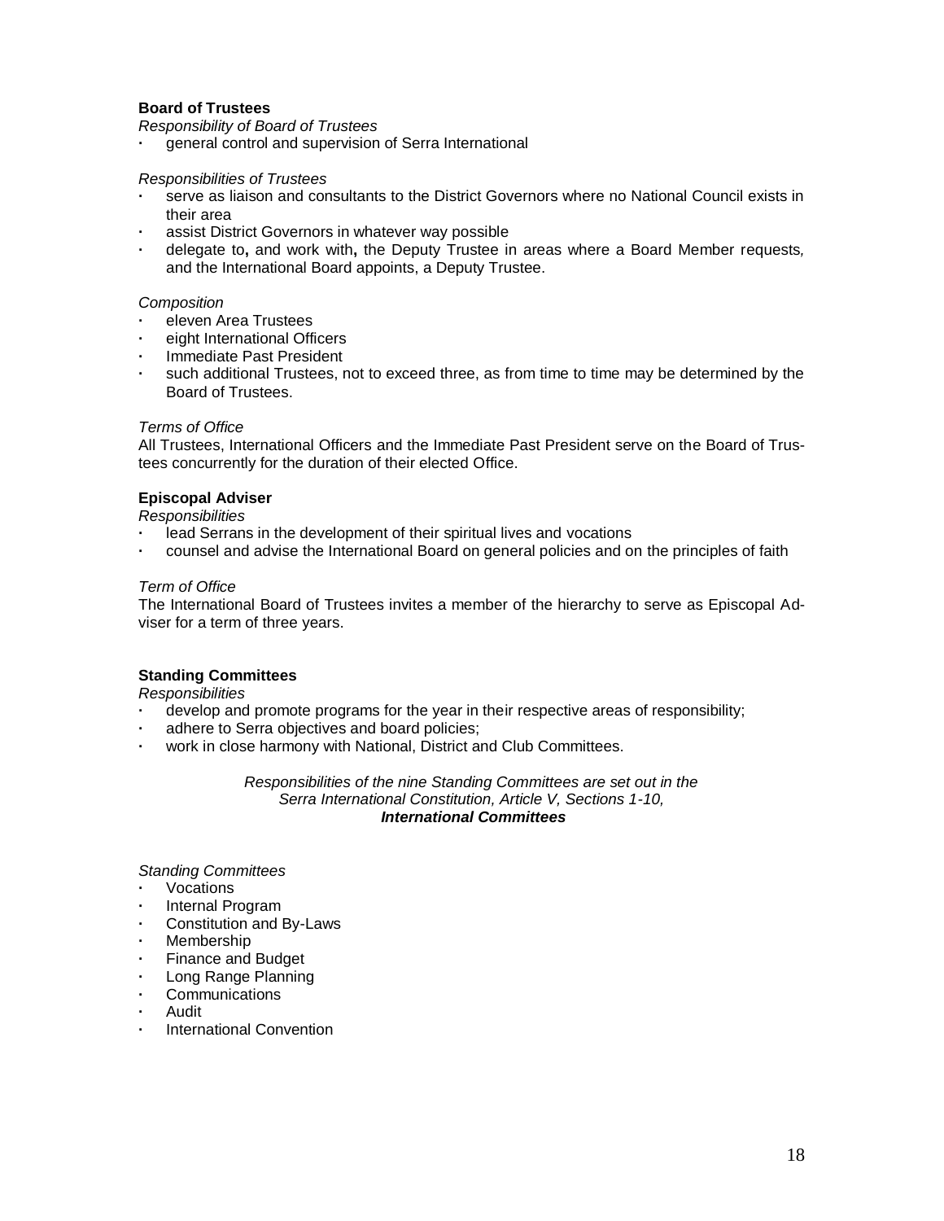**Board of Trustees**

*Responsibility of Board of Trustees*

- general control and supervision of Serra International

*Responsibilities of Trustees*

- serve as liaison and consultants to the District Governors where no National Council exists in their area
- assist District Governors in whatever way possible
- delegate to**,** and work with**,** the Deputy Trustee in areas where a Board Member requests*,* and the International Board appoints, a Deputy Trustee.

*Composition*

- eleven Area Trustees
- eight International Officers
- Immediate Past President
- such additional Trustees, not to exceed three, as from time to time may be determined by the Board of Trustees.

*Terms of Office*

All Trustees, International Officers and the Immediate Past President serve on the Board of Trustees concurrently for the duration of their elected Office.

**Episcopal Adviser**

*Responsibilities*

- lead Serrans in the development of their spiritual lives and vocations
- counsel and advise the International Board on general policies and on the principles of faith

*Term of Office*

The International Board of Trustees invites a member of the hierarchy to serve as Episcopal Adviser for a term of three years.

**Standing Committees**

*Responsibilities*

- develop and promote programs for the year in their respective areas of responsibility;
- adhere to Serra objectives and board policies;
- work in close harmony with National, District and Club Committees.

*Responsibilities of the nine Standing Committees are set out in the Serra International Constitution, Article V, Sections 1-10,*
***International Committees***

*Standing Committees*

- Vocations
- Internal Program
- Constitution and By-Laws
- Membership
- Finance and Budget
- Long Range Planning
- Communications
- Audit
- International Convention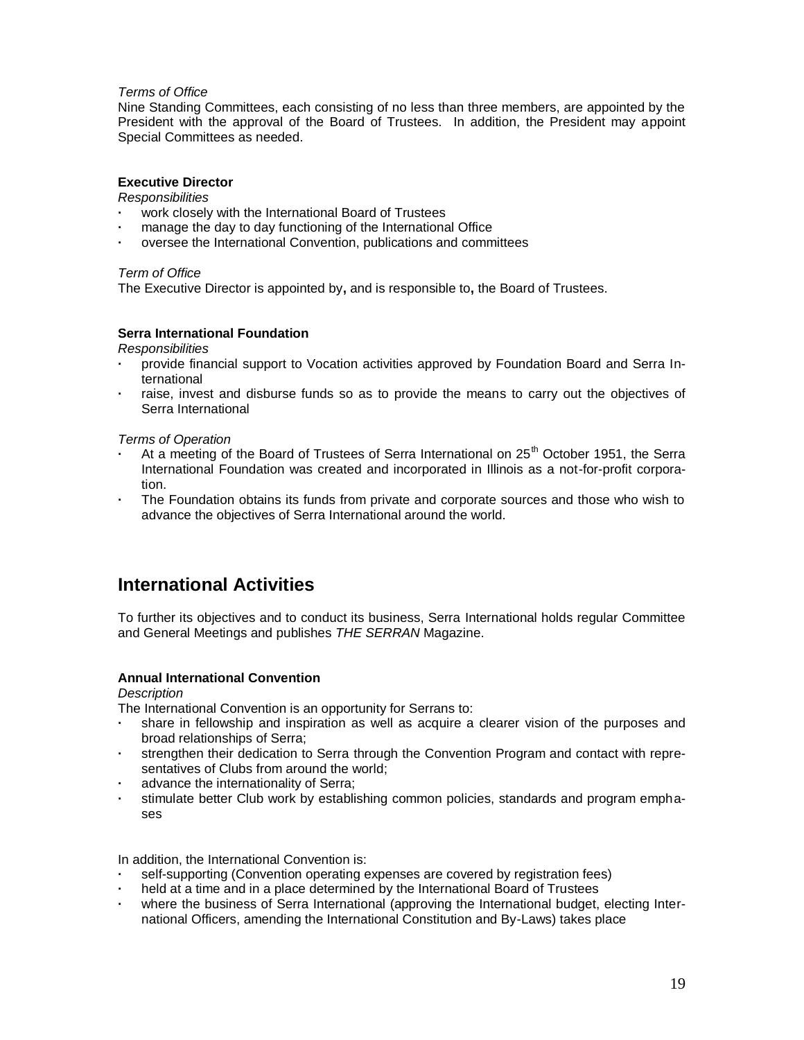*Terms of Office*

Nine Standing Committees, each consisting of no less than three members, are appointed by the President with the approval of the Board of Trustees. In addition, the President may appoint Special Committees as needed.

**Executive Director**

*Responsibilities*

- work closely with the International Board of Trustees
- manage the day to day functioning of the International Office
- oversee the International Convention, publications and committees

*Term of Office*

The Executive Director is appointed by**,** and is responsible to**,** the Board of Trustees.

**Serra International Foundation**

*Responsibilities*

- provide financial support to Vocation activities approved by Foundation Board and Serra International
- raise, invest and disburse funds so as to provide the means to carry out the objectives of Serra International

*Terms of Operation*

- At a meeting of the Board of Trustees of Serra International on 25th October 1951, the Serra International Foundation was created and incorporated in Illinois as a not-for-profit corporation.
- The Foundation obtains its funds from private and corporate sources and those who wish to advance the objectives of Serra International around the world.

## International Activities

To further its objectives and to conduct its business, Serra International holds regular Committee and General Meetings and publishes *THE SERRAN* Magazine.

**Annual International Convention**

*Description*

The International Convention is an opportunity for Serrans to:

- share in fellowship and inspiration as well as acquire a clearer vision of the purposes and broad relationships of Serra;
- strengthen their dedication to Serra through the Convention Program and contact with representatives of Clubs from around the world;
- advance the internationality of Serra;
- stimulate better Club work by establishing common policies, standards and program emphases

In addition, the International Convention is:

- self-supporting (Convention operating expenses are covered by registration fees)
- held at a time and in a place determined by the International Board of Trustees
- where the business of Serra International (approving the International budget, electing International Officers, amending the International Constitution and By-Laws) takes place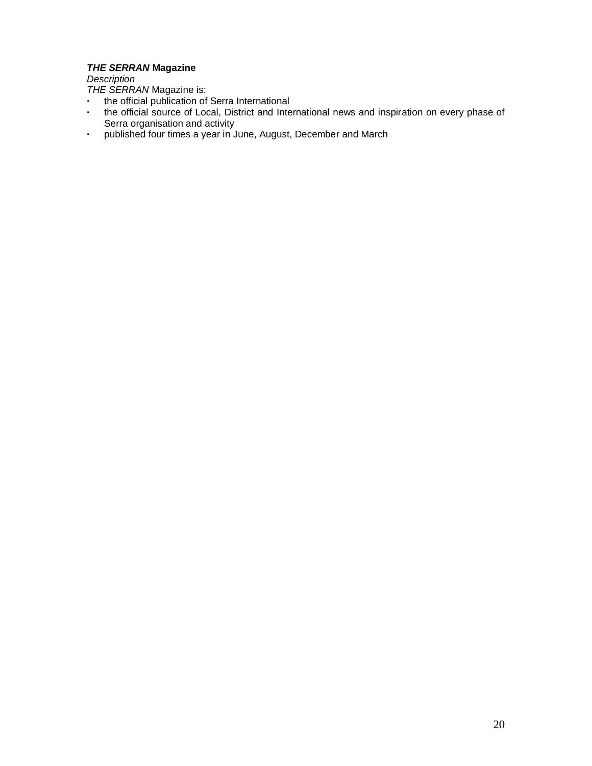***THE SERRAN*** **Magazine**

*Description*

*THE SERRAN* Magazine is:

- the official publication of Serra International
- the official source of Local, District and International news and inspiration on every phase of Serra organisation and activity
- published four times a year in June, August, December and March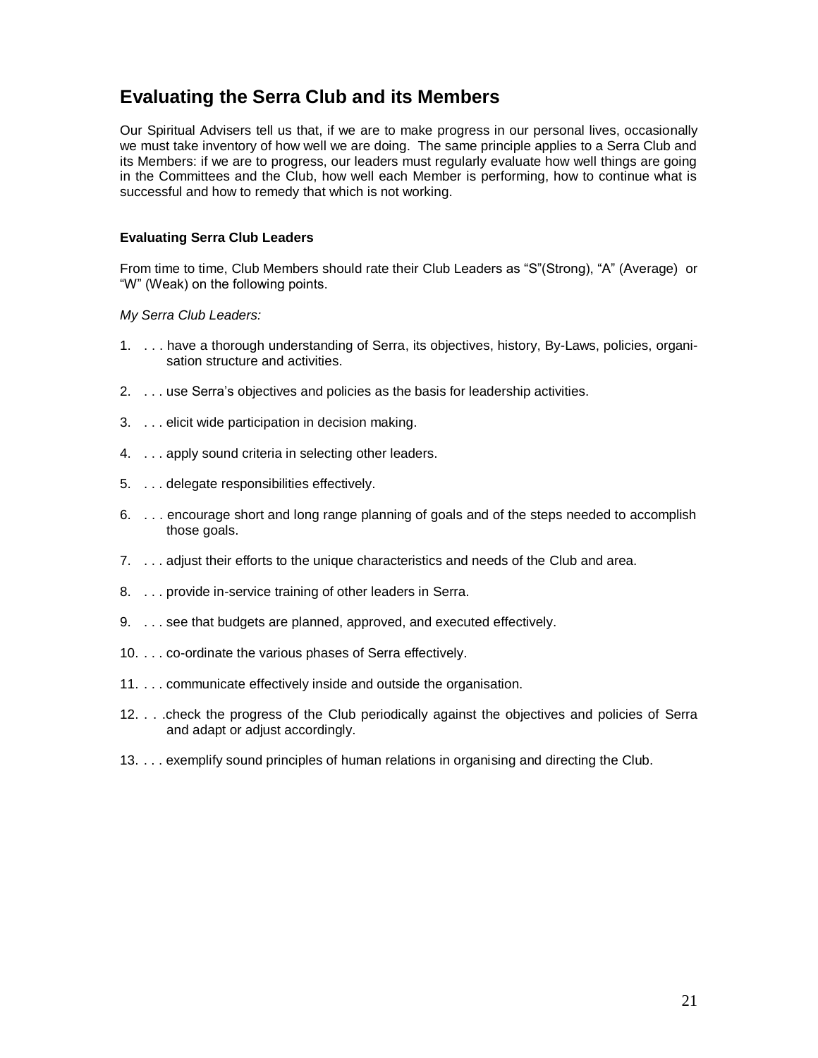## Evaluating the Serra Club and its Members

Our Spiritual Advisers tell us that, if we are to make progress in our personal lives, occasionally we must take inventory of how well we are doing. The same principle applies to a Serra Club and its Members: if we are to progress, our leaders must regularly evaluate how well things are going in the Committees and the Club, how well each Member is performing, how to continue what is successful and how to remedy that which is not working.

### Evaluating Serra Club Leaders

From time to time, Club Members should rate their Club Leaders as "S"(Strong), "A" (Average) or "W" (Weak) on the following points.

*My Serra Club Leaders:*

1. . . . have a thorough understanding of Serra, its objectives, history, By-Laws, policies, organisation structure and activities.
2. . . . use Serra's objectives and policies as the basis for leadership activities.
3. . . . elicit wide participation in decision making.
4. . . . apply sound criteria in selecting other leaders.
5. . . . delegate responsibilities effectively.
6. . . . encourage short and long range planning of goals and of the steps needed to accomplish those goals.
7. . . . adjust their efforts to the unique characteristics and needs of the Club and area.
8. . . . provide in-service training of other leaders in Serra.
9. . . . see that budgets are planned, approved, and executed effectively.
10. . . . co-ordinate the various phases of Serra effectively.
11. . . . communicate effectively inside and outside the organisation.
12. . . .check the progress of the Club periodically against the objectives and policies of Serra and adapt or adjust accordingly.
13. . . . exemplify sound principles of human relations in organising and directing the Club.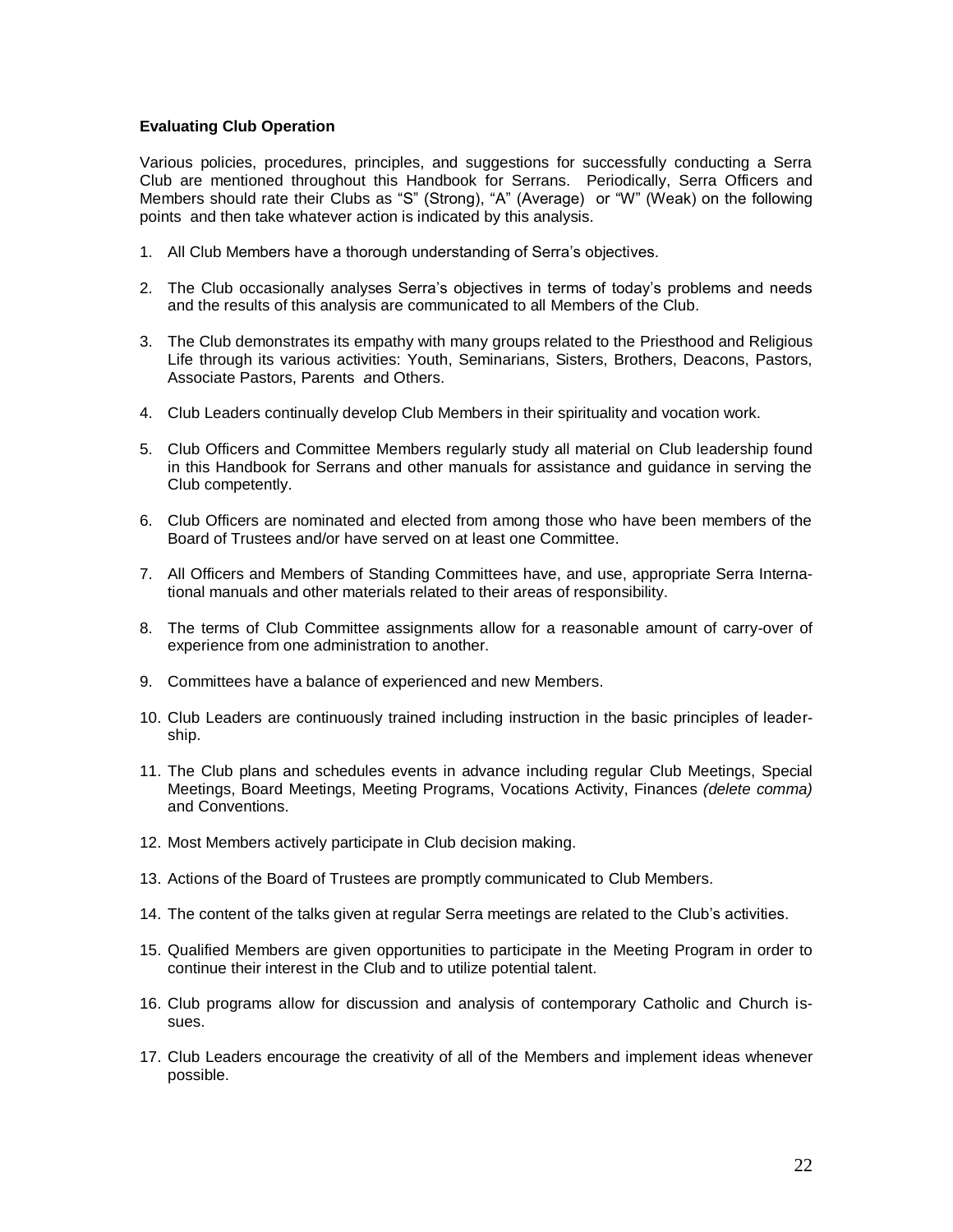**Evaluating Club Operation**

Various policies, procedures, principles, and suggestions for successfully conducting a Serra Club are mentioned throughout this Handbook for Serrans. Periodically, Serra Officers and Members should rate their Clubs as "S" (Strong), "A" (Average) or "W" (Weak) on the following points and then take whatever action is indicated by this analysis.

1. All Club Members have a thorough understanding of Serra's objectives.

2. The Club occasionally analyses Serra's objectives in terms of today's problems and needs and the results of this analysis are communicated to all Members of the Club.

3. The Club demonstrates its empathy with many groups related to the Priesthood and Religious Life through its various activities: Youth, Seminarians, Sisters, Brothers, Deacons, Pastors, Associate Pastors, Parents and Others.

4. Club Leaders continually develop Club Members in their spirituality and vocation work.

5. Club Officers and Committee Members regularly study all material on Club leadership found in this Handbook for Serrans and other manuals for assistance and guidance in serving the Club competently.

6. Club Officers are nominated and elected from among those who have been members of the Board of Trustees and/or have served on at least one Committee.

7. All Officers and Members of Standing Committees have, and use, appropriate Serra International manuals and other materials related to their areas of responsibility.

8. The terms of Club Committee assignments allow for a reasonable amount of carry-over of experience from one administration to another.

9. Committees have a balance of experienced and new Members.

10. Club Leaders are continuously trained including instruction in the basic principles of leadership.

11. The Club plans and schedules events in advance including regular Club Meetings, Special Meetings, Board Meetings, Meeting Programs, Vocations Activity, Finances *(delete comma)* and Conventions.

12. Most Members actively participate in Club decision making.

13. Actions of the Board of Trustees are promptly communicated to Club Members.

14. The content of the talks given at regular Serra meetings are related to the Club's activities.

15. Qualified Members are given opportunities to participate in the Meeting Program in order to continue their interest in the Club and to utilize potential talent.

16. Club programs allow for discussion and analysis of contemporary Catholic and Church issues.

17. Club Leaders encourage the creativity of all of the Members and implement ideas whenever possible.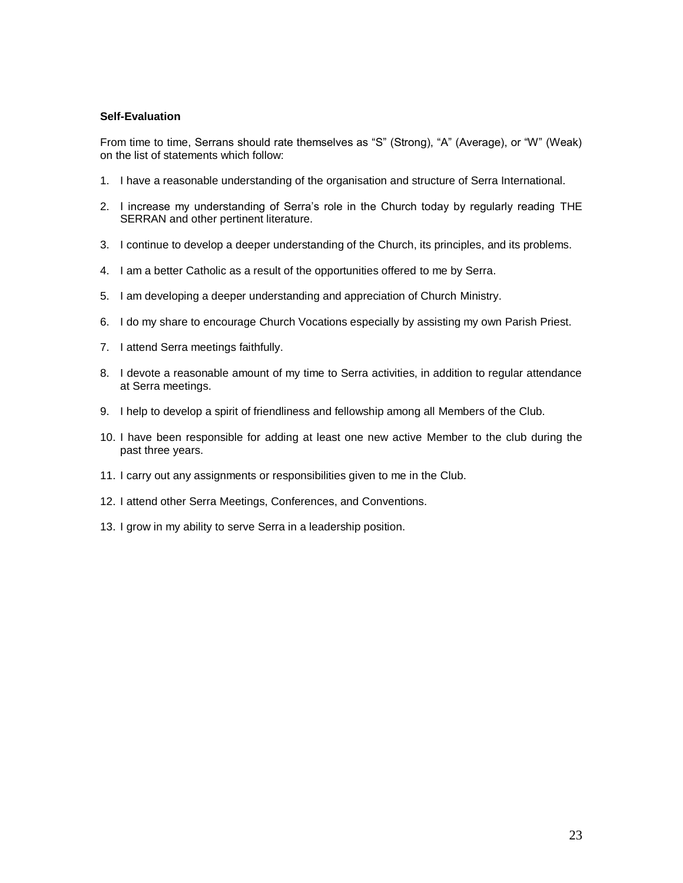**Self-Evaluation**

From time to time, Serrans should rate themselves as “S” (Strong), “A” (Average), or “W” (Weak) on the list of statements which follow:

1. I have a reasonable understanding of the organisation and structure of Serra International.
2. I increase my understanding of Serra’s role in the Church today by regularly reading THE SERRAN and other pertinent literature.
3. I continue to develop a deeper understanding of the Church, its principles, and its problems.
4. I am a better Catholic as a result of the opportunities offered to me by Serra.
5. I am developing a deeper understanding and appreciation of Church Ministry.
6. I do my share to encourage Church Vocations especially by assisting my own Parish Priest.
7. I attend Serra meetings faithfully.
8. I devote a reasonable amount of my time to Serra activities, in addition to regular attendance at Serra meetings.
9. I help to develop a spirit of friendliness and fellowship among all Members of the Club.
10. I have been responsible for adding at least one new active Member to the club during the past three years.
11. I carry out any assignments or responsibilities given to me in the Club.
12. I attend other Serra Meetings, Conferences, and Conventions.
13. I grow in my ability to serve Serra in a leadership position.